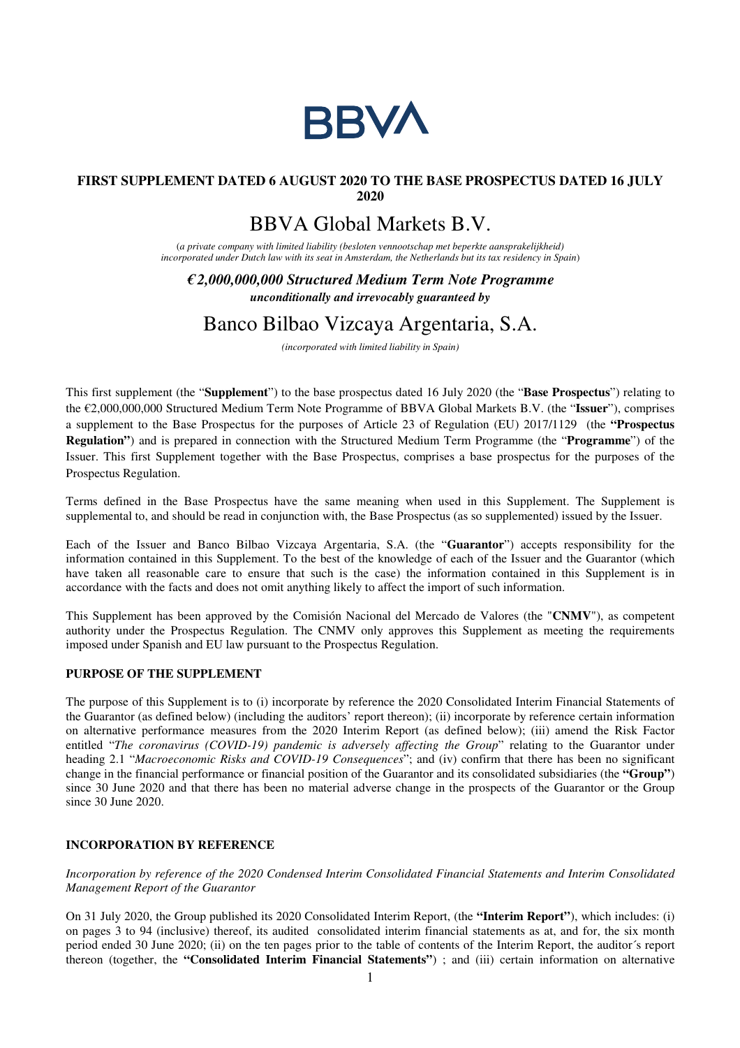BBVA

**FIRST SUPPLEMENT DATED 6 AUGUST 2020 TO THE BASE PROSPECTUS DATED 16 JULY 2020**

# BBVA Global Markets B.V.

(*a private company with limited liability (besloten vennootschap met beperkte aansprakelijkheid) incorporated under Dutch law with its seat in Amsterdam, the Netherlands but its tax residency in Spain*)

***€2,000,000,000 Structured Medium Term Note Programme***

***unconditionally and irrevocably guaranteed by***

# Banco Bilbao Vizcaya Argentaria, S.A.

*(incorporated with limited liability in Spain)*

This first supplement (the "**Supplement**") to the base prospectus dated 16 July 2020 (the "**Base Prospectus**") relating to the €2,000,000,000 Structured Medium Term Note Programme of BBVA Global Markets B.V. (the "**Issuer**"), comprises a supplement to the Base Prospectus for the purposes of Article 23 of Regulation (EU) 2017/1129 (the **"Prospectus Regulation"**) and is prepared in connection with the Structured Medium Term Programme (the "**Programme**") of the Issuer. This first Supplement together with the Base Prospectus, comprises a base prospectus for the purposes of the Prospectus Regulation.

Terms defined in the Base Prospectus have the same meaning when used in this Supplement. The Supplement is supplemental to, and should be read in conjunction with, the Base Prospectus (as so supplemented) issued by the Issuer.

Each of the Issuer and Banco Bilbao Vizcaya Argentaria, S.A. (the "**Guarantor**") accepts responsibility for the information contained in this Supplement. To the best of the knowledge of each of the Issuer and the Guarantor (which have taken all reasonable care to ensure that such is the case) the information contained in this Supplement is in accordance with the facts and does not omit anything likely to affect the import of such information.

This Supplement has been approved by the Comisión Nacional del Mercado de Valores (the "**CNMV**"), as competent authority under the Prospectus Regulation. The CNMV only approves this Supplement as meeting the requirements imposed under Spanish and EU law pursuant to the Prospectus Regulation.

## PURPOSE OF THE SUPPLEMENT

The purpose of this Supplement is to (i) incorporate by reference the 2020 Consolidated Interim Financial Statements of the Guarantor (as defined below) (including the auditors' report thereon); (ii) incorporate by reference certain information on alternative performance measures from the 2020 Interim Report (as defined below); (iii) amend the Risk Factor entitled "*The coronavirus (COVID-19) pandemic is adversely affecting the Group*" relating to the Guarantor under heading 2.1 "*Macroeconomic Risks and COVID-19 Consequences*"; and (iv) confirm that there has been no significant change in the financial performance or financial position of the Guarantor and its consolidated subsidiaries (the **"Group"**) since 30 June 2020 and that there has been no material adverse change in the prospects of the Guarantor or the Group since 30 June 2020.

## INCORPORATION BY REFERENCE

*Incorporation by reference of the 2020 Condensed Interim Consolidated Financial Statements and Interim Consolidated Management Report of the Guarantor*

On 31 July 2020, the Group published its 2020 Consolidated Interim Report, (the **"Interim Report"**), which includes: (i) on pages 3 to 94 (inclusive) thereof, its audited consolidated interim financial statements as at, and for, the six month period ended 30 June 2020; (ii) on the ten pages prior to the table of contents of the Interim Report, the auditor´s report thereon (together, the **"Consolidated Interim Financial Statements"**) ; and (iii) certain information on alternative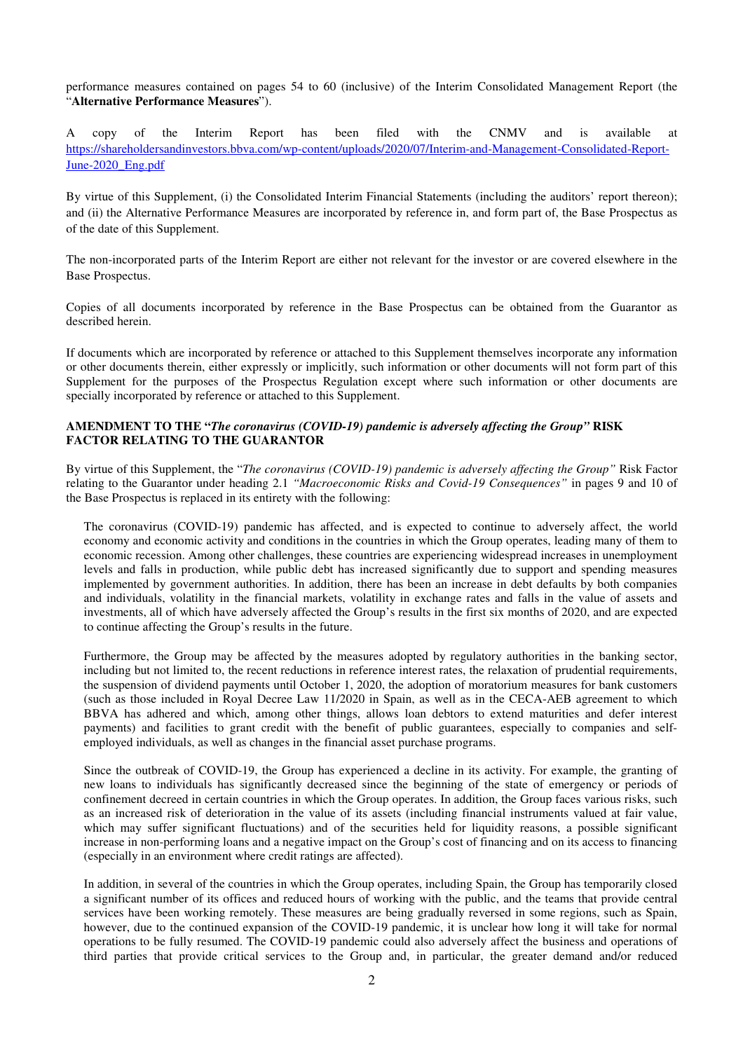performance measures contained on pages 54 to 60 (inclusive) of the Interim Consolidated Management Report (the "**Alternative Performance Measures**").

A copy of the Interim Report has been filed with the CNMV and is available at https://shareholdersandinvestors.bbva.com/wp-content/uploads/2020/07/Interim-and-Management-Consolidated-Report-June-2020_Eng.pdf

By virtue of this Supplement, (i) the Consolidated Interim Financial Statements (including the auditors' report thereon); and (ii) the Alternative Performance Measures are incorporated by reference in, and form part of, the Base Prospectus as of the date of this Supplement.

The non-incorporated parts of the Interim Report are either not relevant for the investor or are covered elsewhere in the Base Prospectus.

Copies of all documents incorporated by reference in the Base Prospectus can be obtained from the Guarantor as described herein.

If documents which are incorporated by reference or attached to this Supplement themselves incorporate any information or other documents therein, either expressly or implicitly, such information or other documents will not form part of this Supplement for the purposes of the Prospectus Regulation except where such information or other documents are specially incorporated by reference or attached to this Supplement.

**AMENDMENT TO THE "*The coronavirus (COVID-19) pandemic is adversely affecting the Group*" RISK FACTOR RELATING TO THE GUARANTOR**

By virtue of this Supplement, the "*The coronavirus (COVID-19) pandemic is adversely affecting the Group*" Risk Factor relating to the Guarantor under heading 2.1 *"Macroeconomic Risks and Covid-19 Consequences"* in pages 9 and 10 of the Base Prospectus is replaced in its entirety with the following:

> The coronavirus (COVID-19) pandemic has affected, and is expected to continue to adversely affect, the world economy and economic activity and conditions in the countries in which the Group operates, leading many of them to economic recession. Among other challenges, these countries are experiencing widespread increases in unemployment levels and falls in production, while public debt has increased significantly due to support and spending measures implemented by government authorities. In addition, there has been an increase in debt defaults by both companies and individuals, volatility in the financial markets, volatility in exchange rates and falls in the value of assets and investments, all of which have adversely affected the Group's results in the first six months of 2020, and are expected to continue affecting the Group's results in the future.
>
> Furthermore, the Group may be affected by the measures adopted by regulatory authorities in the banking sector, including but not limited to, the recent reductions in reference interest rates, the relaxation of prudential requirements, the suspension of dividend payments until October 1, 2020, the adoption of moratorium measures for bank customers (such as those included in Royal Decree Law 11/2020 in Spain, as well as in the CECA-AEB agreement to which BBVA has adhered and which, among other things, allows loan debtors to extend maturities and defer interest payments) and facilities to grant credit with the benefit of public guarantees, especially to companies and self-employed individuals, as well as changes in the financial asset purchase programs.
>
> Since the outbreak of COVID-19, the Group has experienced a decline in its activity. For example, the granting of new loans to individuals has significantly decreased since the beginning of the state of emergency or periods of confinement decreed in certain countries in which the Group operates. In addition, the Group faces various risks, such as an increased risk of deterioration in the value of its assets (including financial instruments valued at fair value, which may suffer significant fluctuations) and of the securities held for liquidity reasons, a possible significant increase in non-performing loans and a negative impact on the Group's cost of financing and on its access to financing (especially in an environment where credit ratings are affected).
>
> In addition, in several of the countries in which the Group operates, including Spain, the Group has temporarily closed a significant number of its offices and reduced hours of working with the public, and the teams that provide central services have been working remotely. These measures are being gradually reversed in some regions, such as Spain, however, due to the continued expansion of the COVID-19 pandemic, it is unclear how long it will take for normal operations to be fully resumed. The COVID-19 pandemic could also adversely affect the business and operations of third parties that provide critical services to the Group and, in particular, the greater demand and/or reduced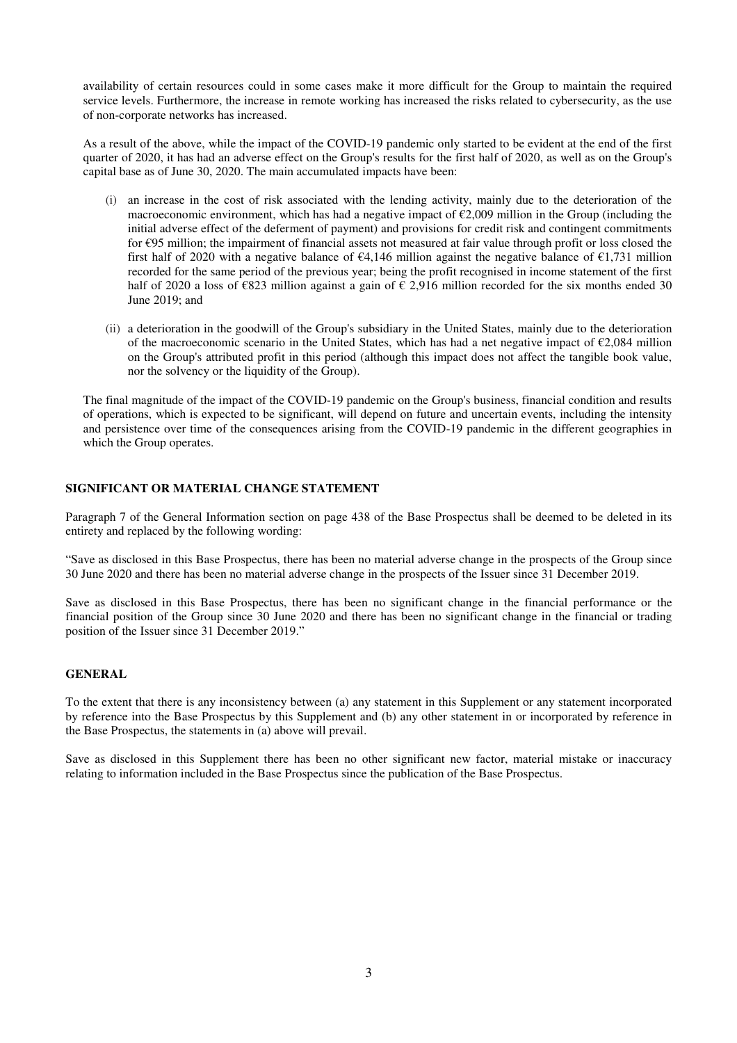availability of certain resources could in some cases make it more difficult for the Group to maintain the required service levels. Furthermore, the increase in remote working has increased the risks related to cybersecurity, as the use of non-corporate networks has increased.

As a result of the above, while the impact of the COVID-19 pandemic only started to be evident at the end of the first quarter of 2020, it has had an adverse effect on the Group's results for the first half of 2020, as well as on the Group's capital base as of June 30, 2020. The main accumulated impacts have been:

(i) an increase in the cost of risk associated with the lending activity, mainly due to the deterioration of the macroeconomic environment, which has had a negative impact of €2,009 million in the Group (including the initial adverse effect of the deferment of payment) and provisions for credit risk and contingent commitments for €95 million; the impairment of financial assets not measured at fair value through profit or loss closed the first half of 2020 with a negative balance of €4,146 million against the negative balance of €1,731 million recorded for the same period of the previous year; being the profit recognised in income statement of the first half of 2020 a loss of €823 million against a gain of € 2,916 million recorded for the six months ended 30 June 2019; and

(ii) a deterioration in the goodwill of the Group's subsidiary in the United States, mainly due to the deterioration of the macroeconomic scenario in the United States, which has had a net negative impact of €2,084 million on the Group's attributed profit in this period (although this impact does not affect the tangible book value, nor the solvency or the liquidity of the Group).

The final magnitude of the impact of the COVID-19 pandemic on the Group's business, financial condition and results of operations, which is expected to be significant, will depend on future and uncertain events, including the intensity and persistence over time of the consequences arising from the COVID-19 pandemic in the different geographies in which the Group operates.

## SIGNIFICANT OR MATERIAL CHANGE STATEMENT

Paragraph 7 of the General Information section on page 438 of the Base Prospectus shall be deemed to be deleted in its entirety and replaced by the following wording:

"Save as disclosed in this Base Prospectus, there has been no material adverse change in the prospects of the Group since 30 June 2020 and there has been no material adverse change in the prospects of the Issuer since 31 December 2019.

Save as disclosed in this Base Prospectus, there has been no significant change in the financial performance or the financial position of the Group since 30 June 2020 and there has been no significant change in the financial or trading position of the Issuer since 31 December 2019."

## GENERAL

To the extent that there is any inconsistency between (a) any statement in this Supplement or any statement incorporated by reference into the Base Prospectus by this Supplement and (b) any other statement in or incorporated by reference in the Base Prospectus, the statements in (a) above will prevail.

Save as disclosed in this Supplement there has been no other significant new factor, material mistake or inaccuracy relating to information included in the Base Prospectus since the publication of the Base Prospectus.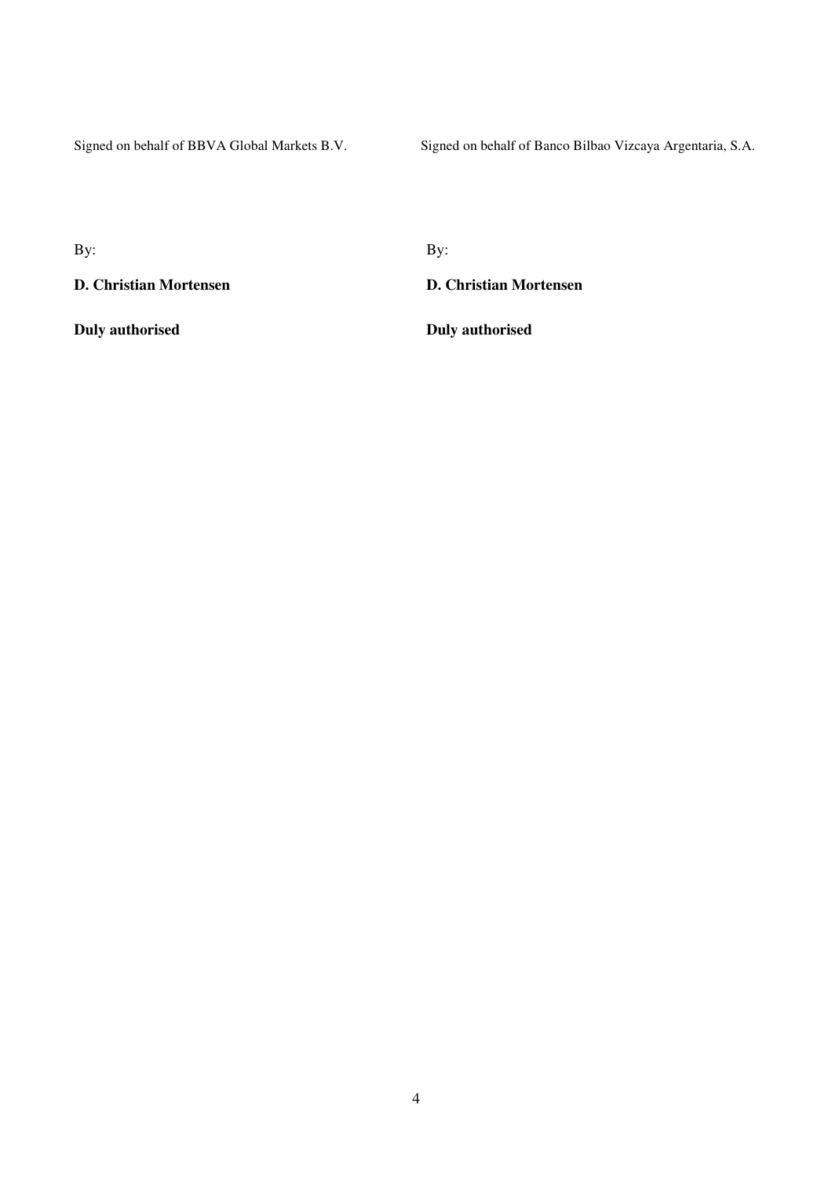Signed on behalf of BBVA Global Markets B.V.

By:

**D. Christian Mortensen**

**Duly authorised**

Signed on behalf of Banco Bilbao Vizcaya Argentaria, S.A.

By:

**D. Christian Mortensen**

**Duly authorised**